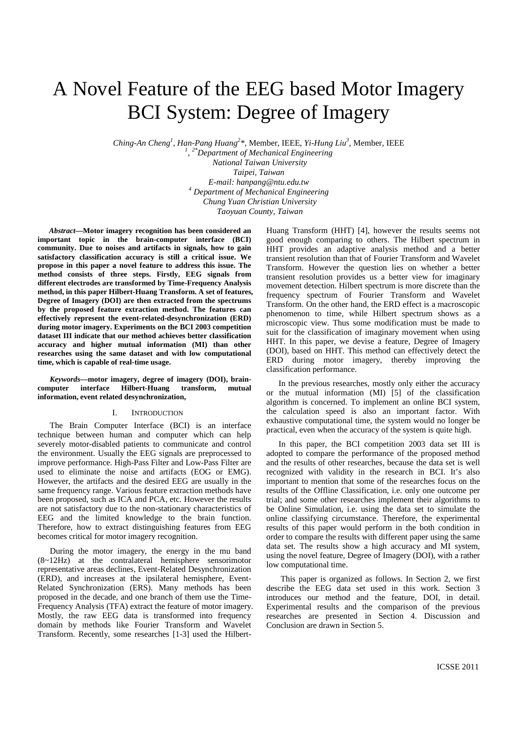# A Novel Feature of the EEG based Motor Imagery BCI System: Degree of Imagery

*Ching-An Cheng[1], Han-Pang Huang[2]\*,* Member, IEEE, *Yi-Hung Liu[3],* Member, IEEE

*[1], [2]\*Department of Mechanical Engineering*
*National Taiwan University*
*Taipei, Taiwan*
*E-mail: hanpang@ntu.edu.tw*
*[4] Department of Mechanical Engineering*
*Chung Yuan Christian University*
*Taoyuan County, Taiwan*

***Abstract*—Motor imagery recognition has been considered an important topic in the brain-computer interface (BCI) community. Due to noises and artifacts in signals, how to gain satisfactory classification accuracy is still a critical issue. We propose in this paper a novel feature to address this issue. The method consists of three steps. Firstly, EEG signals from different electrodes are transformed by Time-Frequency Analysis method, in this paper Hilbert-Huang Transform. A set of features, Degree of Imagery (DOI) are then extracted from the spectrums by the proposed feature extraction method. The features can effectively represent the event-related-desynchronization (ERD) during motor imagery. Experiments on the BCI 2003 competition dataset III indicate that our method achieves better classification accuracy and higher mutual information (MI) than other researches using the same dataset and with low computational time, which is capable of real-time usage.**

***Keywords*—motor imagery, degree of imagery (DOI), brain-computer interface Hilbert-Huang transform, mutual information, event related desynchronization,**

## I. Introduction

The Brain Computer Interface (BCI) is an interface technique between human and computer which can help severely motor-disabled patients to communicate and control the environment. Usually the EEG signals are preprocessed to improve performance. High-Pass Filter and Low-Pass Filter are used to eliminate the noise and artifacts (EOG or EMG). However, the artifacts and the desired EEG are usually in the same frequency range. Various feature extraction methods have been proposed, such as ICA and PCA, etc. However the results are not satisfactory due to the non-stationary characteristics of EEG and the limited knowledge to the brain function. Therefore, how to extract distinguishing features from EEG becomes critical for motor imagery recognition.

During the motor imagery, the energy in the mu band (8~12Hz) at the contralateral hemisphere sensorimotor representative areas declines, Event-Related Desynchronization (ERD), and increases at the ipsilateral hemisphere, Event-Related Synchronization (ERS). Many methods has been proposed in the decade, and one branch of them use the Time-Frequency Analysis (TFA) extract the feature of motor imagery. Mostly, the raw EEG data is transformed into frequency domain by methods like Fourier Transform and Wavelet Transform. Recently, some researches [1-3] used the Hilbert-Huang Transform (HHT) [4], however the results seems not good enough comparing to others. The Hilbert spectrum in HHT provides an adaptive analysis method and a better transient resolution than that of Fourier Transform and Wavelet Transform. However the question lies on whether a better transient resolution provides us a better view for imaginary movement detection. Hilbert spectrum is more discrete than the frequency spectrum of Fourier Transform and Wavelet Transform. On the other hand, the ERD effect is a macroscopic phenomenon to time, while Hilbert spectrum shows as a microscopic view. Thus some modification must be made to suit for the classification of imaginary movement when using HHT. In this paper, we devise a feature, Degree of Imagery (DOI), based on HHT. This method can effectively detect the ERD during motor imagery, thereby improving the classification performance.

In the previous researches, mostly only either the accuracy or the mutual information (MI) [5] of the classification algorithm is concerned. To implement an online BCI system, the calculation speed is also an important factor. With exhaustive computational time, the system would no longer be practical, even when the accuracy of the system is quite high.

In this paper, the BCI competition 2003 data set III is adopted to compare the performance of the proposed method and the results of other researches, because the data set is well recognized with validity in the research in BCI. It's also important to mention that some of the researches focus on the results of the Offline Classification, i.e. only one outcome per trial; and some other researches implement their algorithms to be Online Simulation, i.e. using the data set to simulate the online classifying circumstance. Therefore, the experimental results of this paper would perform in the both condition in order to compare the results with different paper using the same data set. The results show a high accuracy and MI system, using the novel feature, Degree of Imagery (DOI), with a rather low computational time.

This paper is organized as follows. In Section 2, we first describe the EEG data set used in this work. Section 3 introduces our method and the feature, DOI, in detail. Experimental results and the comparison of the previous researches are presented in Section 4. Discussion and Conclusion are drawn in Section 5.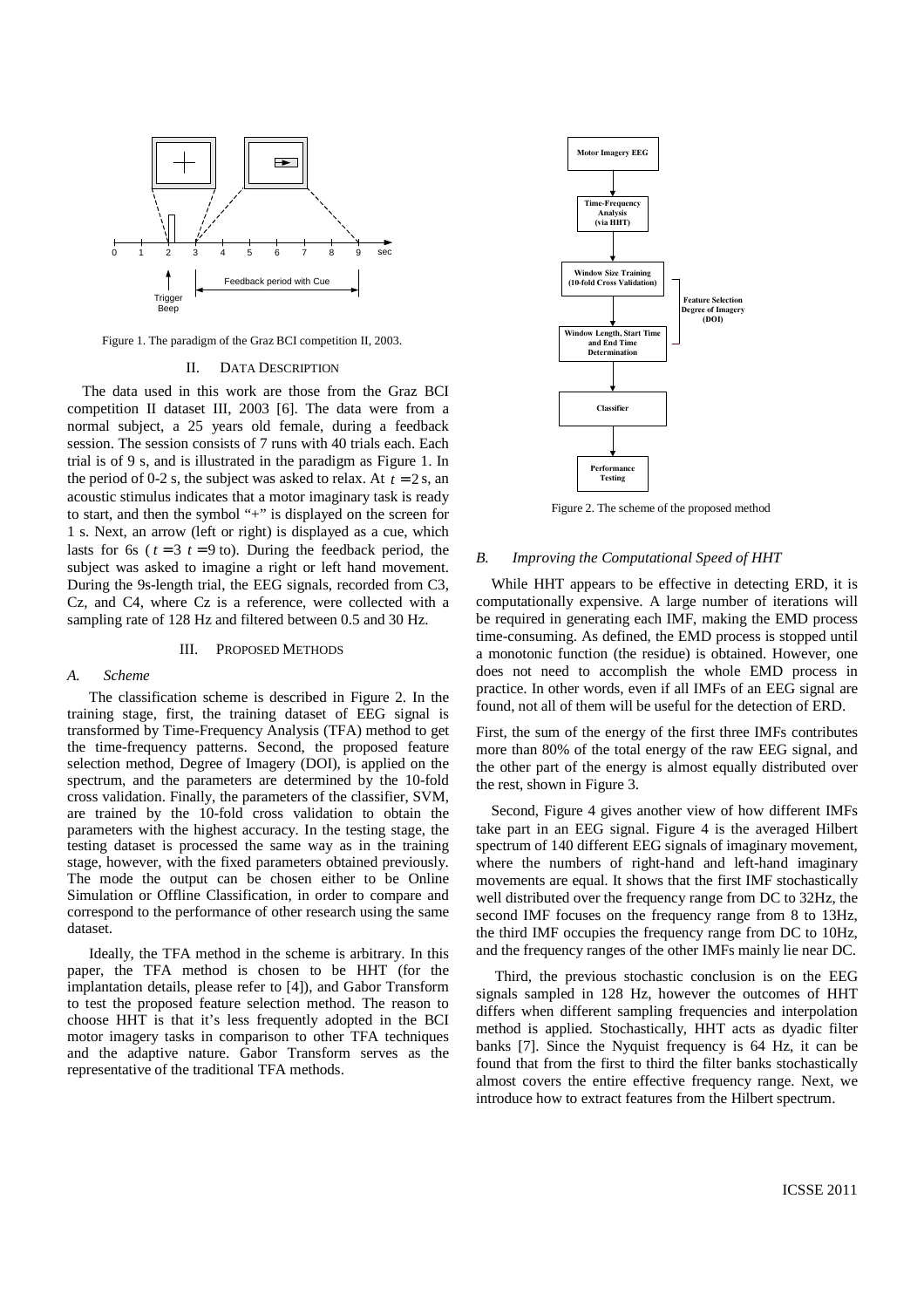Figure 1. The paradigm of the Graz BCI competition II, 2003.

## II. DATA DESCRIPTION

The data used in this work are those from the Graz BCI competition II dataset III, 2003 [6]. The data were from a normal subject, a 25 years old female, during a feedback session. The session consists of 7 runs with 40 trials each. Each trial is of 9 s, and is illustrated in the paradigm as Figure 1. In the period of 0-2 s, the subject was asked to relax. At $t = 2$ s, an acoustic stimulus indicates that a motor imaginary task is ready to start, and then the symbol "+" is displayed on the screen for 1 s. Next, an arrow (left or right) is displayed as a cue, which lasts for 6s ( $t = 3$ $t = 9$ to). During the feedback period, the subject was asked to imagine a right or left hand movement. During the 9s-length trial, the EEG signals, recorded from C3, Cz, and C4, where Cz is a reference, were collected with a sampling rate of 128 Hz and filtered between 0.5 and 30 Hz.

## III. PROPOSED METHODS

### *A. Scheme*

The classification scheme is described in Figure 2. In the training stage, first, the training dataset of EEG signal is transformed by Time-Frequency Analysis (TFA) method to get the time-frequency patterns. Second, the proposed feature selection method, Degree of Imagery (DOI), is applied on the spectrum, and the parameters are determined by the 10-fold cross validation. Finally, the parameters of the classifier, SVM, are trained by the 10-fold cross validation to obtain the parameters with the highest accuracy. In the testing stage, the testing dataset is processed the same way as in the training stage, however, with the fixed parameters obtained previously. The mode the output can be chosen either to be Online Simulation or Offline Classification, in order to compare and correspond to the performance of other research using the same dataset.

Ideally, the TFA method in the scheme is arbitrary. In this paper, the TFA method is chosen to be HHT (for the implantation details, please refer to [4]), and Gabor Transform to test the proposed feature selection method. The reason to choose HHT is that it's less frequently adopted in the BCI motor imagery tasks in comparison to other TFA techniques and the adaptive nature. Gabor Transform serves as the representative of the traditional TFA methods.

Figure 2. The scheme of the proposed method

### *B. Improving the Computational Speed of HHT*

While HHT appears to be effective in detecting ERD, it is computationally expensive. A large number of iterations will be required in generating each IMF, making the EMD process time-consuming. As defined, the EMD process is stopped until a monotonic function (the residue) is obtained. However, one does not need to accomplish the whole EMD process in practice. In other words, even if all IMFs of an EEG signal are found, not all of them will be useful for the detection of ERD.

First, the sum of the energy of the first three IMFs contributes more than 80% of the total energy of the raw EEG signal, and the other part of the energy is almost equally distributed over the rest, shown in Figure 3.

Second, Figure 4 gives another view of how different IMFs take part in an EEG signal. Figure 4 is the averaged Hilbert spectrum of 140 different EEG signals of imaginary movement, where the numbers of right-hand and left-hand imaginary movements are equal. It shows that the first IMF stochastically well distributed over the frequency range from DC to 32Hz, the second IMF focuses on the frequency range from 8 to 13Hz, the third IMF occupies the frequency range from DC to 10Hz, and the frequency ranges of the other IMFs mainly lie near DC.

Third, the previous stochastic conclusion is on the EEG signals sampled in 128 Hz, however the outcomes of HHT differs when different sampling frequencies and interpolation method is applied. Stochastically, HHT acts as dyadic filter banks [7]. Since the Nyquist frequency is 64 Hz, it can be found that from the first to third the filter banks stochastically almost covers the entire effective frequency range. Next, we introduce how to extract features from the Hilbert spectrum.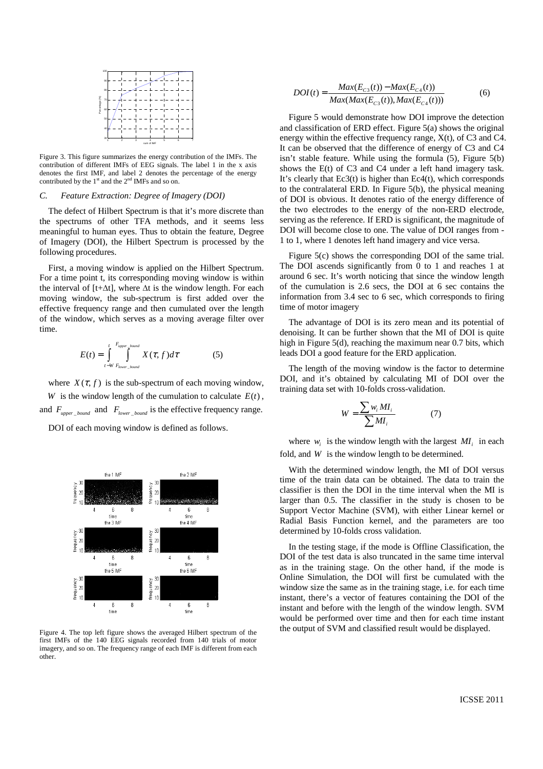Figure 3. This figure summarizes the energy contribution of the IMFs. The contribution of different IMFs of EEG signals. The label 1 in the x axis denotes the first IMF, and label 2 denotes the percentage of the energy contributed by the 1st and the 2nd IMFs and so on.

### *C. Feature Extraction: Degree of Imagery (DOI)*

The defect of Hilbert Spectrum is that it's more discrete than the spectrums of other TFA methods, and it seems less meaningful to human eyes. Thus to obtain the feature, Degree of Imagery (DOI), the Hilbert Spectrum is processed by the following procedures.

First, a moving window is applied on the Hilbert Spectrum. For a time point t, its corresponding moving window is within the interval of [t+Δt], where Δt is the window length. For each moving window, the sub-spectrum is first added over the effective frequency range and then cumulated over the length of the window, which serves as a moving average filter over time.

$$E(t) = \int_{t-W}^{t} \int_{F_{lower\_bound}}^{F_{upper\_bound}} X(\tau, f) d\tau \qquad (5)$$

where $X(\tau, f)$ is the sub-spectrum of each moving window, $W$ is the window length of the cumulation to calculate $E(t)$, and $F_{upper\_bound}$ and $F_{lower\_bound}$ is the effective frequency range.

DOI of each moving window is defined as follows.

Figure 4. The top left figure shows the averaged Hilbert spectrum of the first IMFs of the 140 EEG signals recorded from 140 trials of motor imagery, and so on. The frequency range of each IMF is different from each other.

$$DOI(t) = \frac{Max(E_{C3}(t)) - Max(E_{C4}(t))}{Max(Max(E_{C3}(t)), Max(E_{C4}(t)))} \qquad (6)$$

Figure 5 would demonstrate how DOI improve the detection and classification of ERD effect. Figure 5(a) shows the original energy within the effective frequency range, X(t), of C3 and C4. It can be observed that the difference of energy of C3 and C4 isn't stable feature. While using the formula (5), Figure 5(b) shows the E(t) of C3 and C4 under a left hand imagery task. It's clearly that Ec3(t) is higher than Ec4(t), which corresponds to the contralateral ERD. In Figure 5(b), the physical meaning of DOI is obvious. It denotes ratio of the energy difference of the two electrodes to the energy of the non-ERD electrode, serving as the reference. If ERD is significant, the magnitude of DOI will become close to one. The value of DOI ranges from -1 to 1, where 1 denotes left hand imagery and vice versa.

Figure 5(c) shows the corresponding DOI of the same trial. The DOI ascends significantly from 0 to 1 and reaches 1 at around 6 sec. It's worth noticing that since the window length of the cumulation is 2.6 secs, the DOI at 6 sec contains the information from 3.4 sec to 6 sec, which corresponds to firing time of motor imagery

The advantage of DOI is its zero mean and its potential of denoising. It can be further shown that the MI of DOI is quite high in Figure 5(d), reaching the maximum near 0.7 bits, which leads DOI a good feature for the ERD application.

The length of the moving window is the factor to determine DOI, and it's obtained by calculating MI of DOI over the training data set with 10-folds cross-validation.

$$W = \frac{\sum w_i MI_i}{\sum MI_i} \qquad (7)$$

where $w_i$ is the window length with the largest $MI_i$ in each fold, and $W$ is the window length to be determined.

With the determined window length, the MI of DOI versus time of the train data can be obtained. The data to train the classifier is then the DOI in the time interval when the MI is larger than 0.5. The classifier in the study is chosen to be Support Vector Machine (SVM), with either Linear kernel or Radial Basis Function kernel, and the parameters are too determined by 10-folds cross validation.

In the testing stage, if the mode is Offline Classification, the DOI of the test data is also truncated in the same time interval as in the training stage. On the other hand, if the mode is Online Simulation, the DOI will first be cumulated with the window size the same as in the training stage, i.e. for each time instant, there's a vector of features containing the DOI of the instant and before with the length of the window length. SVM would be performed over time and then for each time instant the output of SVM and classified result would be displayed.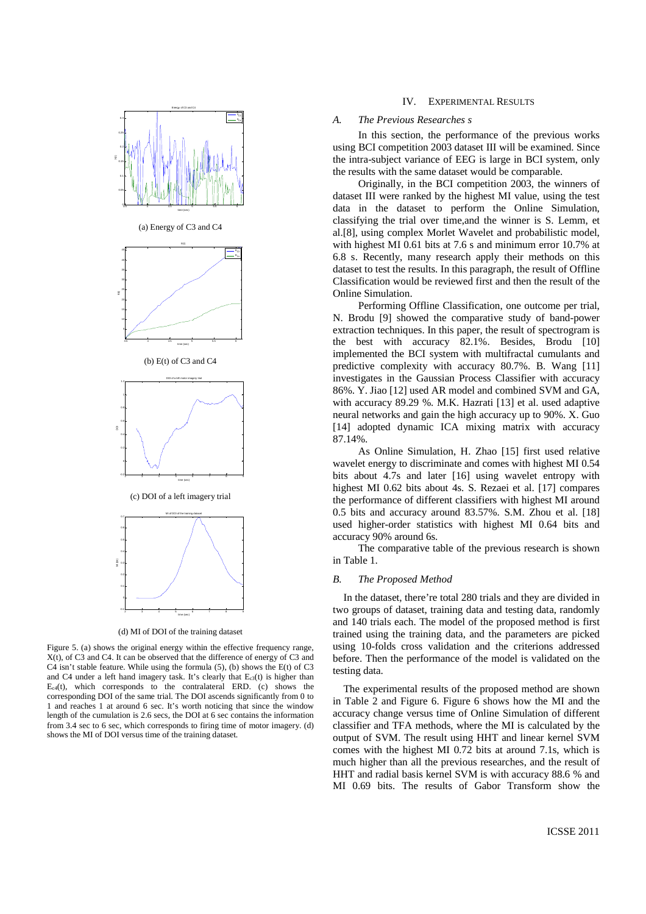(a) Energy of C3 and C4

(b) E(t) of C3 and C4

(c) DOI of a left imagery trial

(d) MI of DOI of the training dataset

Figure 5. (a) shows the original energy within the effective frequency range, X(t), of C3 and C4. It can be observed that the difference of energy of C3 and C4 isn't stable feature. While using the formula (5), (b) shows the E(t) of C3 and C4 under a left hand imagery task. It's clearly that $E_{c3}(t)$ is higher than $E_{c4}(t)$, which corresponds to the contralateral ERD. (c) shows the corresponding DOI of the same trial. The DOI ascends significantly from 0 to 1 and reaches 1 at around 6 sec. It's worth noticing that since the window length of the cumulation is 2.6 secs, the DOI at 6 sec contains the information from 3.4 sec to 6 sec, which corresponds to firing time of motor imagery. (d) shows the MI of DOI versus time of the training dataset.

## IV. Experimental Results

### *A. The Previous Researches s*

In this section, the performance of the previous works using BCI competition 2003 dataset III will be examined. Since the intra-subject variance of EEG is large in BCI system, only the results with the same dataset would be comparable.

Originally, in the BCI competition 2003, the winners of dataset III were ranked by the highest MI value, using the test data in the dataset to perform the Online Simulation, classifying the trial over time,and the winner is S. Lemm, et al.[8], using complex Morlet Wavelet and probabilistic model, with highest MI 0.61 bits at 7.6 s and minimum error 10.7% at 6.8 s. Recently, many research apply their methods on this dataset to test the results. In this paragraph, the result of Offline Classification would be reviewed first and then the result of the Online Simulation.

Performing Offline Classification, one outcome per trial, N. Brodu [9] showed the comparative study of band-power extraction techniques. In this paper, the result of spectrogram is the best with accuracy 82.1%. Besides, Brodu [10] implemented the BCI system with multifractal cumulants and predictive complexity with accuracy 80.7%. B. Wang [11] investigates in the Gaussian Process Classifier with accuracy 86%. Y. Jiao [12] used AR model and combined SVM and GA, with accuracy 89.29 %. M.K. Hazrati [13] et al. used adaptive neural networks and gain the high accuracy up to 90%. X. Guo [14] adopted dynamic ICA mixing matrix with accuracy 87.14%.

As Online Simulation, H. Zhao [15] first used relative wavelet energy to discriminate and comes with highest MI 0.54 bits about 4.7s and later [16] using wavelet entropy with highest MI 0.62 bits about 4s. S. Rezaei et al. [17] compares the performance of different classifiers with highest MI around 0.5 bits and accuracy around 83.57%. S.M. Zhou et al. [18] used higher-order statistics with highest MI 0.64 bits and accuracy 90% around 6s.

The comparative table of the previous research is shown in Table 1.

### *B. The Proposed Method*

In the dataset, there're total 280 trials and they are divided in two groups of dataset, training data and testing data, randomly and 140 trials each. The model of the proposed method is first trained using the training data, and the parameters are picked using 10-folds cross validation and the criterions addressed before. Then the performance of the model is validated on the testing data.

The experimental results of the proposed method are shown in Table 2 and Figure 6. Figure 6 shows how the MI and the accuracy change versus time of Online Simulation of different classifier and TFA methods, where the MI is calculated by the output of SVM. The result using HHT and linear kernel SVM comes with the highest MI 0.72 bits at around 7.1s, which is much higher than all the previous researches, and the result of HHT and radial basis kernel SVM is with accuracy 88.6 % and MI 0.69 bits. The results of Gabor Transform show the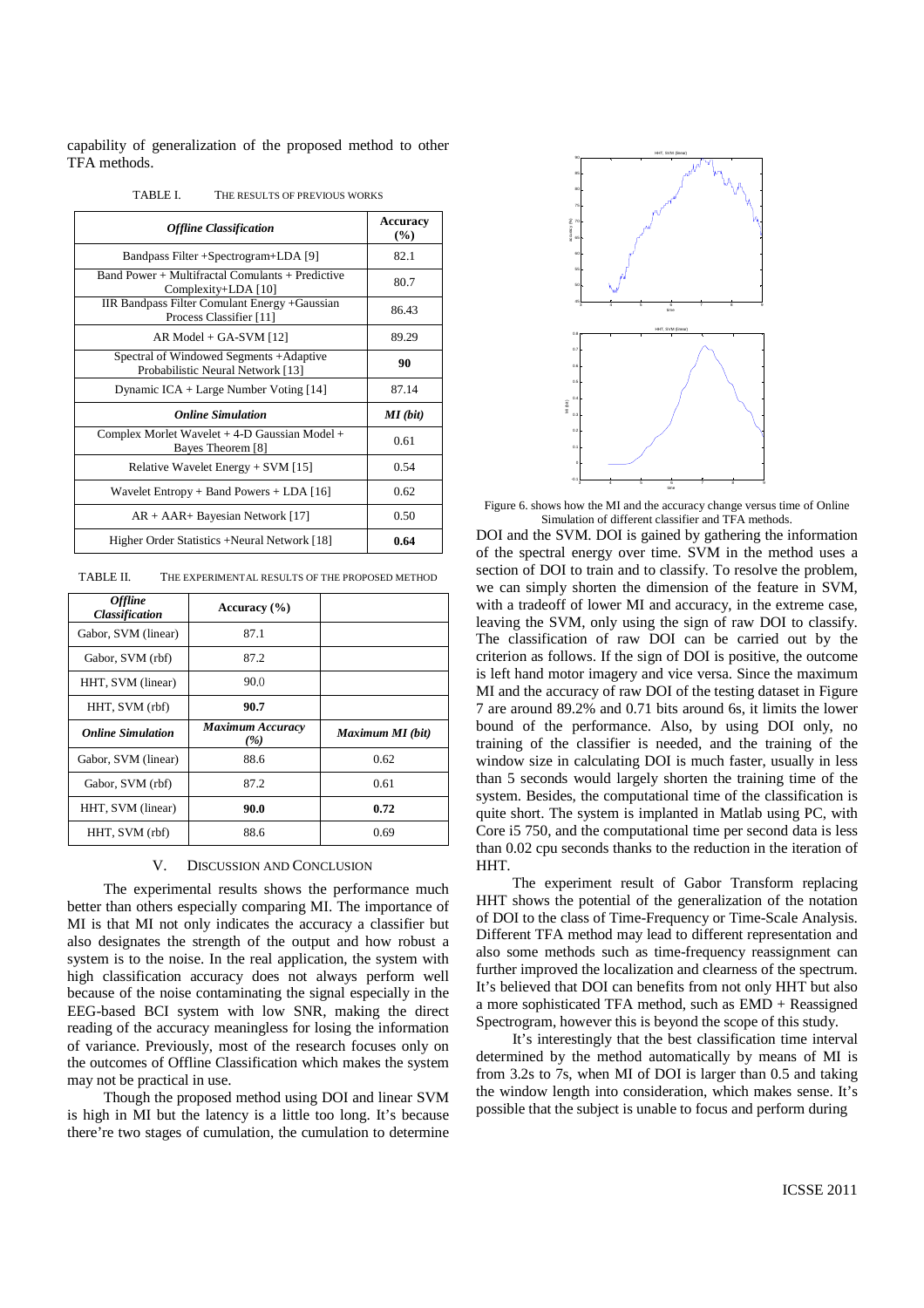capability of generalization of the proposed method to other TFA methods.

TABLE I. THE RESULTS OF PREVIOUS WORKS

| *Offline Classification* | **Accuracy (%)** |
|---|---|
| Bandpass Filter +Spectrogram+LDA [9] | 82.1 |
| Band Power + Multifractal Comulants + Predictive Complexity+LDA [10] | 80.7 |
| IIR Bandpass Filter Comulant Energy +Gaussian Process Classifier [11] | 86.43 |
| AR Model + GA-SVM [12] | 89.29 |
| Spectral of Windowed Segments +Adaptive Probabilistic Neural Network [13] | **90** |
| Dynamic ICA + Large Number Voting [14] | 87.14 |
| ***Online Simulation*** | ***MI (bit)*** |
| Complex Morlet Wavelet + 4-D Gaussian Model + Bayes Theorem [8] | 0.61 |
| Relative Wavelet Energy + SVM [15] | 0.54 |
| Wavelet Entropy + Band Powers + LDA [16] | 0.62 |
| AR + AAR+ Bayesian Network [17] | 0.50 |
| Higher Order Statistics +Neural Network [18] | **0.64** |

TABLE II. THE EXPERIMENTAL RESULTS OF THE PROPOSED METHOD

| *Offline Classification* | **Accuracy (%)** | |
|---|---|---|
| Gabor, SVM (linear) | 87.1 | |
| Gabor, SVM (rbf) | 87.2 | |
| HHT, SVM (linear) | 90.0 | |
| HHT, SVM (rbf) | **90.7** | |
| ***Online Simulation*** | ***Maximum Accuracy (%)*** | ***Maximum MI (bit)*** |
| Gabor, SVM (linear) | 88.6 | 0.62 |
| Gabor, SVM (rbf) | 87.2 | 0.61 |
| HHT, SVM (linear) | **90.0** | **0.72** |
| HHT, SVM (rbf) | 88.6 | 0.69 |

## V. DISCUSSION AND CONCLUSION

The experimental results shows the performance much better than others especially comparing MI. The importance of MI is that MI not only indicates the accuracy a classifier but also designates the strength of the output and how robust a system is to the noise. In the real application, the system with high classification accuracy does not always perform well because of the noise contaminating the signal especially in the EEG-based BCI system with low SNR, making the direct reading of the accuracy meaningless for losing the information of variance. Previously, most of the research focuses only on the outcomes of Offline Classification which makes the system may not be practical in use.

Though the proposed method using DOI and linear SVM is high in MI but the latency is a little too long. It's because there're two stages of cumulation, the cumulation to determine DOI and the SVM. DOI is gained by gathering the information of the spectral energy over time. SVM in the method uses a section of DOI to train and to classify. To resolve the problem, we can simply shorten the dimension of the feature in SVM, with a tradeoff of lower MI and accuracy, in the extreme case, leaving the SVM, only using the sign of raw DOI to classify. The classification of raw DOI can be carried out by the criterion as follows. If the sign of DOI is positive, the outcome is left hand motor imagery and vice versa. Since the maximum MI and the accuracy of raw DOI of the testing dataset in Figure 7 are around 89.2% and 0.71 bits around 6s, it limits the lower bound of the performance. Also, by using DOI only, no training of the classifier is needed, and the training of the window size in calculating DOI is much faster, usually in less than 5 seconds would largely shorten the training time of the system. Besides, the computational time of the classification is quite short. The system is implanted in Matlab using PC, with Core i5 750, and the computational time per second data is less than 0.02 cpu seconds thanks to the reduction in the iteration of HHT.

Figure 6. shows how the MI and the accuracy change versus time of Online Simulation of different classifier and TFA methods.

The experiment result of Gabor Transform replacing HHT shows the potential of the generalization of the notation of DOI to the class of Time-Frequency or Time-Scale Analysis. Different TFA method may lead to different representation and also some methods such as time-frequency reassignment can further improved the localization and clearness of the spectrum. It's believed that DOI can benefits from not only HHT but also a more sophisticated TFA method, such as EMD + Reassigned Spectrogram, however this is beyond the scope of this study.

It's interestingly that the best classification time interval determined by the method automatically by means of MI is from 3.2s to 7s, when MI of DOI is larger than 0.5 and taking the window length into consideration, which makes sense. It's possible that the subject is unable to focus and perform during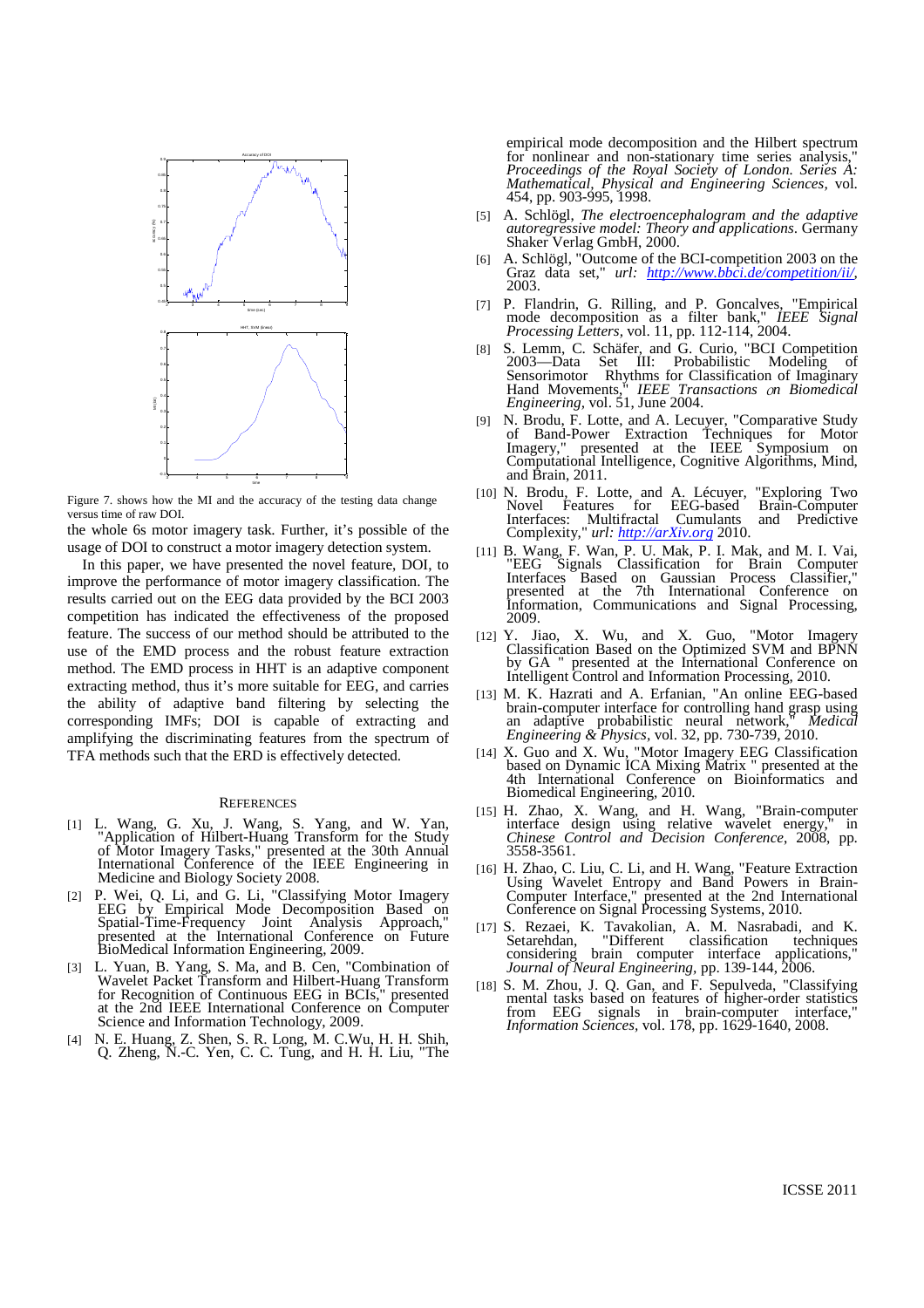Accuracy of DOI

accuracy (%)

time (sec)

HHT, SVM (linear)

MI (bit)

time

Figure 7. shows how the MI and the accuracy of the testing data change versus time of raw DOI.

the whole 6s motor imagery task. Further, it's possible of the usage of DOI to construct a motor imagery detection system.

In this paper, we have presented the novel feature, DOI, to improve the performance of motor imagery classification. The results carried out on the EEG data provided by the BCI 2003 competition has indicated the effectiveness of the proposed feature. The success of our method should be attributed to the use of the EMD process and the robust feature extraction method. The EMD process in HHT is an adaptive component extracting method, thus it's more suitable for EEG, and carries the ability of adaptive band filtering by selecting the corresponding IMFs; DOI is capable of extracting and amplifying the discriminating features from the spectrum of TFA methods such that the ERD is effectively detected.

## REFERENCES

[1] L. Wang, G. Xu, J. Wang, S. Yang, and W. Yan, "Application of Hilbert-Huang Transform for the Study of Motor Imagery Tasks," presented at the 30th Annual International Conference of the IEEE Engineering in Medicine and Biology Society 2008.

[2] P. Wei, Q. Li, and G. Li, "Classifying Motor Imagery EEG by Empirical Mode Decomposition Based on Spatial-Time-Frequency Joint Analysis Approach," presented at the International Conference on Future BioMedical Information Engineering, 2009.

[3] L. Yuan, B. Yang, S. Ma, and B. Cen, "Combination of Wavelet Packet Transform and Hilbert-Huang Transform for Recognition of Continuous EEG in BCIs," presented at the 2nd IEEE International Conference on Computer Science and Information Technology, 2009.

[4] N. E. Huang, Z. Shen, S. R. Long, M. C.Wu, H. H. Shih, Q. Zheng, N.-C. Yen, C. C. Tung, and H. H. Liu, "The empirical mode decomposition and the Hilbert spectrum for nonlinear and non-stationary time series analysis," *Proceedings of the Royal Society of London. Series A: Mathematical, Physical and Engineering Sciences*, vol. 454, pp. 903-995, 1998.

[5] A. Schlögl, *The electroencephalogram and the adaptive autoregressive model: Theory and applications*. Germany Shaker Verlag GmbH, 2000.

[6] A. Schlögl, "Outcome of the BCI-competition 2003 on the Graz data set," *url: http://www.bbci.de/competition/ii/*, 2003.

[7] P. Flandrin, G. Rilling, and P. Goncalves, "Empirical mode decomposition as a filter bank," *IEEE Signal Processing Letters*, vol. 11, pp. 112-114, 2004.

[8] S. Lemm, C. Schäfer, and G. Curio, "BCI Competition 2003—Data Set III: Probabilistic Modeling of Sensorimotor Rhythms for Classification of Imaginary Hand Movements," *IEEE Transactions on Biomedical Engineering*, vol. 51, June 2004.

[9] N. Brodu, F. Lotte, and A. Lecuyer, "Comparative Study of Band-Power Extraction Techniques for Motor Imagery," presented at the IEEE Symposium on Computational Intelligence, Cognitive Algorithms, Mind, and Brain, 2011.

[10] N. Brodu, F. Lotte, and A. Lécuyer, "Exploring Two Novel Features for EEG-based Brain-Computer Interfaces: Multifractal Cumulants and Predictive Complexity," *url: http://arXiv.org* 2010.

[11] B. Wang, F. Wan, P. U. Mak, P. I. Mak, and M. I. Vai, "EEG Signals Classification for Brain Computer Interfaces Based on Gaussian Process Classifier," presented at the 7th International Conference on Information, Communications and Signal Processing, 2009.

[12] Y. Jiao, X. Wu, and X. Guo, "Motor Imagery Classification Based on the Optimized SVM and BPNN by GA " presented at the International Conference on Intelligent Control and Information Processing, 2010.

[13] M. K. Hazrati and A. Erfanian, "An online EEG-based brain-computer interface for controlling hand grasp using an adaptive probabilistic neural network," *Medical Engineering & Physics*, vol. 32, pp. 730-739, 2010.

[14] X. Guo and X. Wu, "Motor Imagery EEG Classification based on Dynamic ICA Mixing Matrix " presented at the 4th International Conference on Bioinformatics and Biomedical Engineering, 2010.

[15] H. Zhao, X. Wang, and H. Wang, "Brain-computer interface design using relative wavelet energy," in *Chinese Control and Decision Conference*, 2008, pp. 3558-3561.

[16] H. Zhao, C. Liu, C. Li, and H. Wang, "Feature Extraction Using Wavelet Entropy and Band Powers in Brain-Computer Interface," presented at the 2nd International Conference on Signal Processing Systems, 2010.

[17] S. Rezaei, K. Tavakolian, A. M. Nasrabadi, and K. Setarehdan, "Different classification techniques considering brain computer interface applications," *Journal of Neural Engineering*, pp. 139-144, 2006.

[18] S. M. Zhou, J. Q. Gan, and F. Sepulveda, "Classifying mental tasks based on features of higher-order statistics from EEG signals in brain-computer interface," *Information Sciences*, vol. 178, pp. 1629-1640, 2008.